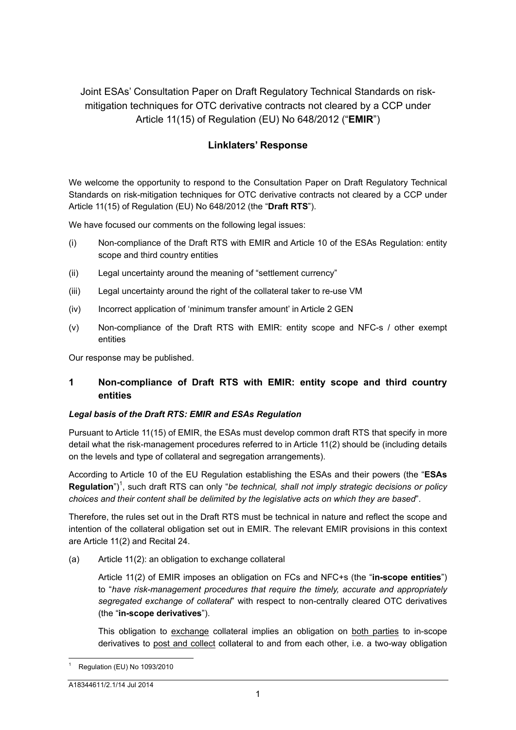# Joint ESAs' Consultation Paper on Draft Regulatory Technical Standards on risk-mitigation techniques for OTC derivative contracts not cleared by a CCP under Article 11(15) of Regulation (EU) No 648/2012 ("**EMIR**")

## Linklaters' Response

We welcome the opportunity to respond to the Consultation Paper on Draft Regulatory Technical Standards on risk-mitigation techniques for OTC derivative contracts not cleared by a CCP under Article 11(15) of Regulation (EU) No 648/2012 (the "**Draft RTS**").

We have focused our comments on the following legal issues:

(i) Non-compliance of the Draft RTS with EMIR and Article 10 of the ESAs Regulation: entity scope and third country entities

(ii) Legal uncertainty around the meaning of "settlement currency"

(iii) Legal uncertainty around the right of the collateral taker to re-use VM

(iv) Incorrect application of 'minimum transfer amount' in Article 2 GEN

(v) Non-compliance of the Draft RTS with EMIR: entity scope and NFC-s / other exempt entities

Our response may be published.

## 1 Non-compliance of Draft RTS with EMIR: entity scope and third country entities

### *Legal basis of the Draft RTS: EMIR and ESAs Regulation*

Pursuant to Article 11(15) of EMIR, the ESAs must develop common draft RTS that specify in more detail what the risk-management procedures referred to in Article 11(2) should be (including details on the levels and type of collateral and segregation arrangements).

According to Article 10 of the EU Regulation establishing the ESAs and their powers (the "**ESAs Regulation**")[1], such draft RTS can only "*be technical, shall not imply strategic decisions or policy choices and their content shall be delimited by the legislative acts on which they are based*".

Therefore, the rules set out in the Draft RTS must be technical in nature and reflect the scope and intention of the collateral obligation set out in EMIR. The relevant EMIR provisions in this context are Article 11(2) and Recital 24.

(a) Article 11(2): an obligation to exchange collateral

Article 11(2) of EMIR imposes an obligation on FCs and NFC+s (the "**in-scope entities**") to "*have risk-management procedures that require the timely, accurate and appropriately segregated exchange of collateral*" with respect to non-centrally cleared OTC derivatives (the "**in-scope derivatives**").

This obligation to exchange collateral implies an obligation on both parties to in-scope derivatives to post and collect collateral to and from each other, i.e. a two-way obligation

[1] Regulation (EU) No 1093/2010

A18344611/2.1/14 Jul 2014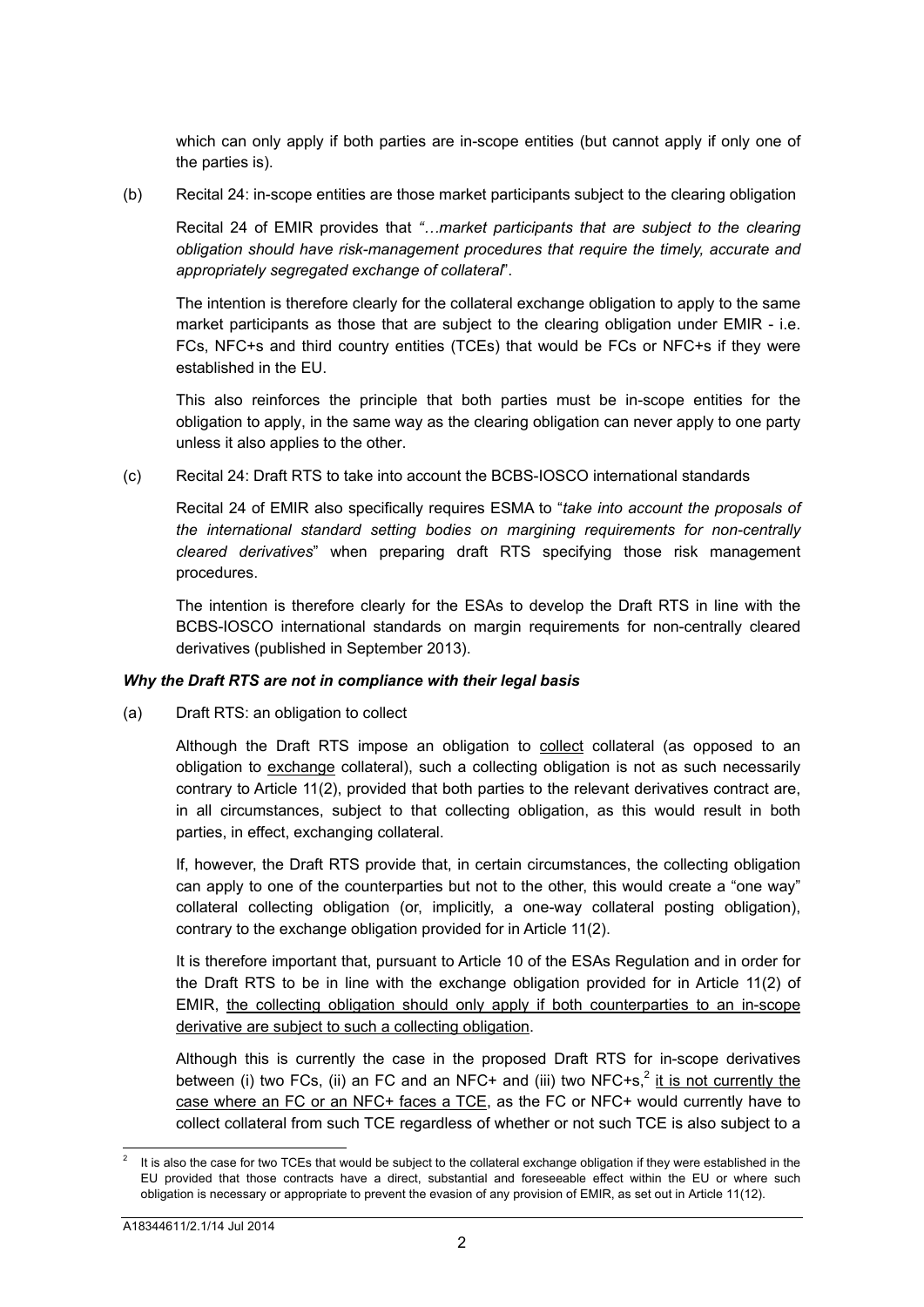which can only apply if both parties are in-scope entities (but cannot apply if only one of the parties is).

(b) Recital 24: in-scope entities are those market participants subject to the clearing obligation

Recital 24 of EMIR provides that *"…market participants that are subject to the clearing obligation should have risk-management procedures that require the timely, accurate and appropriately segregated exchange of collateral*".

The intention is therefore clearly for the collateral exchange obligation to apply to the same market participants as those that are subject to the clearing obligation under EMIR - i.e. FCs, NFC+s and third country entities (TCEs) that would be FCs or NFC+s if they were established in the EU.

This also reinforces the principle that both parties must be in-scope entities for the obligation to apply, in the same way as the clearing obligation can never apply to one party unless it also applies to the other.

(c) Recital 24: Draft RTS to take into account the BCBS-IOSCO international standards

Recital 24 of EMIR also specifically requires ESMA to "*take into account the proposals of the international standard setting bodies on margining requirements for non-centrally cleared derivatives*" when preparing draft RTS specifying those risk management procedures.

The intention is therefore clearly for the ESAs to develop the Draft RTS in line with the BCBS-IOSCO international standards on margin requirements for non-centrally cleared derivatives (published in September 2013).

***Why the Draft RTS are not in compliance with their legal basis***

(a) Draft RTS: an obligation to collect

Although the Draft RTS impose an obligation to <u>collect</u> collateral (as opposed to an obligation to <u>exchange</u> collateral), such a collecting obligation is not as such necessarily contrary to Article 11(2), provided that both parties to the relevant derivatives contract are, in all circumstances, subject to that collecting obligation, as this would result in both parties, in effect, exchanging collateral.

If, however, the Draft RTS provide that, in certain circumstances, the collecting obligation can apply to one of the counterparties but not to the other, this would create a "one way" collateral collecting obligation (or, implicitly, a one-way collateral posting obligation), contrary to the exchange obligation provided for in Article 11(2).

It is therefore important that, pursuant to Article 10 of the ESAs Regulation and in order for the Draft RTS to be in line with the exchange obligation provided for in Article 11(2) of EMIR, <u>the collecting obligation should only apply if both counterparties to an in-scope derivative are subject to such a collecting obligation</u>.

Although this is currently the case in the proposed Draft RTS for in-scope derivatives between (i) two FCs, (ii) an FC and an NFC+ and (iii) two NFC+s,[2] <u>it is not currently the case where an FC or an NFC+ faces a TCE</u>, as the FC or NFC+ would currently have to collect collateral from such TCE regardless of whether or not such TCE is also subject to a

[2] It is also the case for two TCEs that would be subject to the collateral exchange obligation if they were established in the EU provided that those contracts have a direct, substantial and foreseeable effect within the EU or where such obligation is necessary or appropriate to prevent the evasion of any provision of EMIR, as set out in Article 11(12).

A18344611/2.1/14 Jul 2014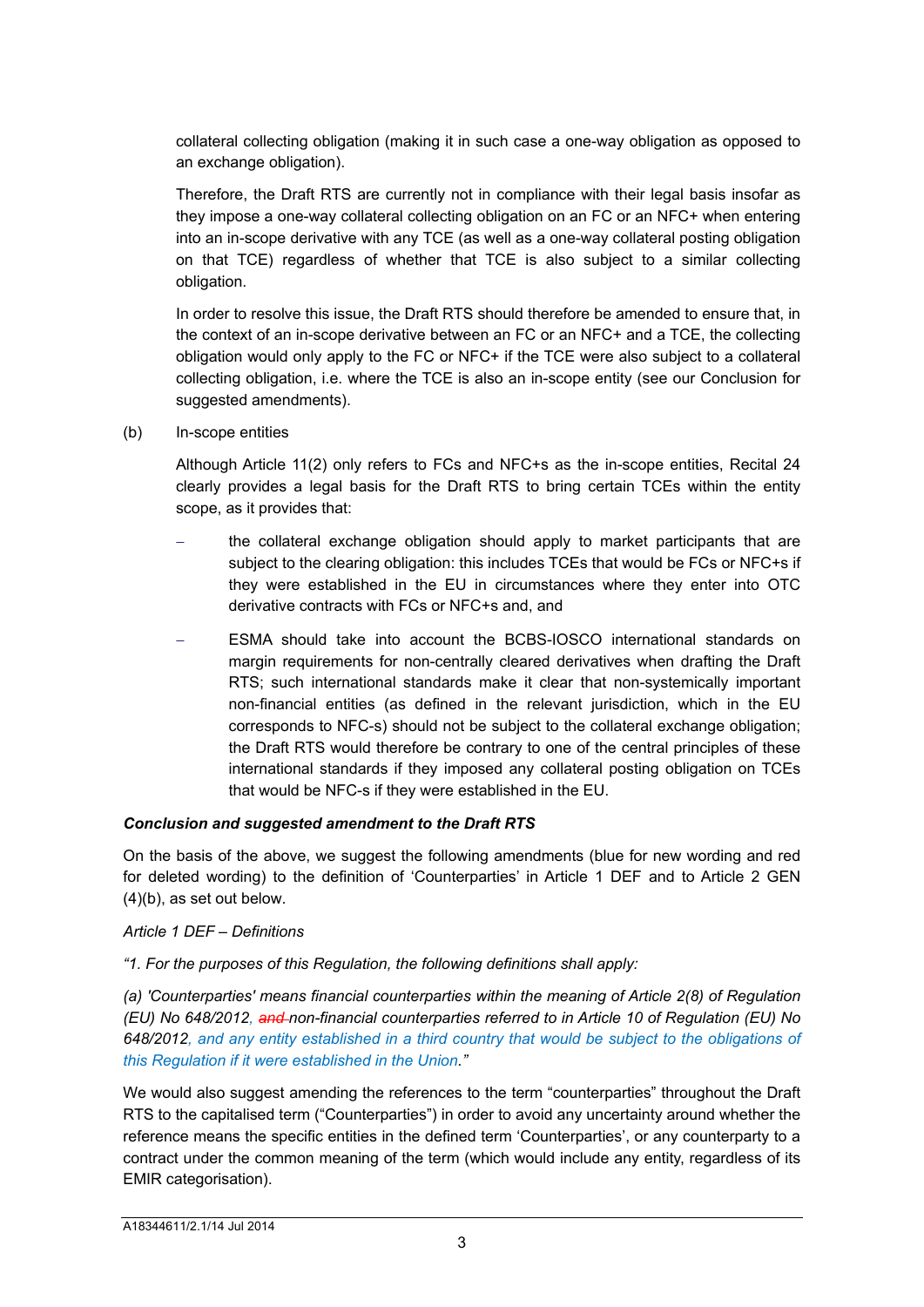collateral collecting obligation (making it in such case a one-way obligation as opposed to an exchange obligation).

Therefore, the Draft RTS are currently not in compliance with their legal basis insofar as they impose a one-way collateral collecting obligation on an FC or an NFC+ when entering into an in-scope derivative with any TCE (as well as a one-way collateral posting obligation on that TCE) regardless of whether that TCE is also subject to a similar collecting obligation.

In order to resolve this issue, the Draft RTS should therefore be amended to ensure that, in the context of an in-scope derivative between an FC or an NFC+ and a TCE, the collecting obligation would only apply to the FC or NFC+ if the TCE were also subject to a collateral collecting obligation, i.e. where the TCE is also an in-scope entity (see our Conclusion for suggested amendments).

(b) In-scope entities

Although Article 11(2) only refers to FCs and NFC+s as the in-scope entities, Recital 24 clearly provides a legal basis for the Draft RTS to bring certain TCEs within the entity scope, as it provides that:

- the collateral exchange obligation should apply to market participants that are subject to the clearing obligation: this includes TCEs that would be FCs or NFC+s if they were established in the EU in circumstances where they enter into OTC derivative contracts with FCs or NFC+s and, and
- ESMA should take into account the BCBS-IOSCO international standards on margin requirements for non-centrally cleared derivatives when drafting the Draft RTS; such international standards make it clear that non-systemically important non-financial entities (as defined in the relevant jurisdiction, which in the EU corresponds to NFC-s) should not be subject to the collateral exchange obligation; the Draft RTS would therefore be contrary to one of the central principles of these international standards if they imposed any collateral posting obligation on TCEs that would be NFC-s if they were established in the EU.

***Conclusion and suggested amendment to the Draft RTS***

On the basis of the above, we suggest the following amendments (blue for new wording and red for deleted wording) to the definition of 'Counterparties' in Article 1 DEF and to Article 2 GEN (4)(b), as set out below.

*Article 1 DEF – Definitions*

*"1. For the purposes of this Regulation, the following definitions shall apply:*

*(a) 'Counterparties' means financial counterparties within the meaning of Article 2(8) of Regulation (EU) No 648/2012, ~~and~~ non-financial counterparties referred to in Article 10 of Regulation (EU) No 648/2012, and any entity established in a third country that would be subject to the obligations of this Regulation if it were established in the Union."*

We would also suggest amending the references to the term "counterparties" throughout the Draft RTS to the capitalised term ("Counterparties") in order to avoid any uncertainty around whether the reference means the specific entities in the defined term 'Counterparties', or any counterparty to a contract under the common meaning of the term (which would include any entity, regardless of its EMIR categorisation).

A18344611/2.1/14 Jul 2014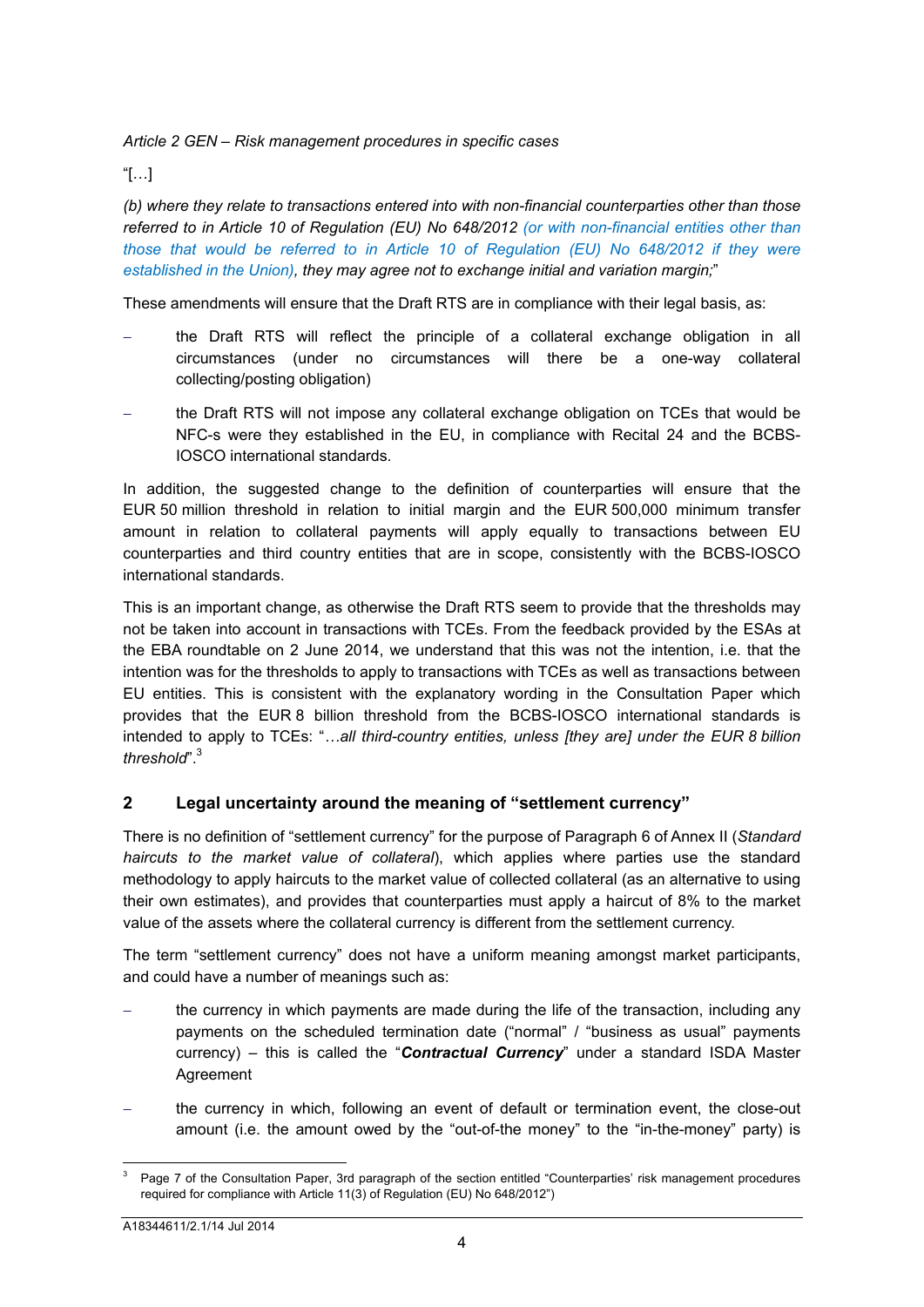*Article 2 GEN – Risk management procedures in specific cases*

"[…]

*(b) where they relate to transactions entered into with non-financial counterparties other than those referred to in Article 10 of Regulation (EU) No 648/2012 (or with non-financial entities other than those that would be referred to in Article 10 of Regulation (EU) No 648/2012 if they were established in the Union), they may agree not to exchange initial and variation margin;*"

These amendments will ensure that the Draft RTS are in compliance with their legal basis, as:

- the Draft RTS will reflect the principle of a collateral exchange obligation in all circumstances (under no circumstances will there be a one-way collateral collecting/posting obligation)
- the Draft RTS will not impose any collateral exchange obligation on TCEs that would be NFC-s were they established in the EU, in compliance with Recital 24 and the BCBS-IOSCO international standards.

In addition, the suggested change to the definition of counterparties will ensure that the EUR 50 million threshold in relation to initial margin and the EUR 500,000 minimum transfer amount in relation to collateral payments will apply equally to transactions between EU counterparties and third country entities that are in scope, consistently with the BCBS-IOSCO international standards.

This is an important change, as otherwise the Draft RTS seem to provide that the thresholds may not be taken into account in transactions with TCEs. From the feedback provided by the ESAs at the EBA roundtable on 2 June 2014, we understand that this was not the intention, i.e. that the intention was for the thresholds to apply to transactions with TCEs as well as transactions between EU entities. This is consistent with the explanatory wording in the Consultation Paper which provides that the EUR 8 billion threshold from the BCBS-IOSCO international standards is intended to apply to TCEs: "*…all third-country entities, unless [they are] under the EUR 8 billion threshold*".[3]

## 2 Legal uncertainty around the meaning of "settlement currency"

There is no definition of "settlement currency" for the purpose of Paragraph 6 of Annex II (*Standard haircuts to the market value of collateral*), which applies where parties use the standard methodology to apply haircuts to the market value of collected collateral (as an alternative to using their own estimates), and provides that counterparties must apply a haircut of 8% to the market value of the assets where the collateral currency is different from the settlement currency.

The term "settlement currency" does not have a uniform meaning amongst market participants, and could have a number of meanings such as:

- the currency in which payments are made during the life of the transaction, including any payments on the scheduled termination date ("normal" / "business as usual" payments currency) – this is called the "***Contractual Currency***" under a standard ISDA Master Agreement
- the currency in which, following an event of default or termination event, the close-out amount (i.e. the amount owed by the "out-of-the money" to the "in-the-money" party) is

[3] Page 7 of the Consultation Paper, 3rd paragraph of the section entitled "Counterparties' risk management procedures required for compliance with Article 11(3) of Regulation (EU) No 648/2012")

A18344611/2.1/14 Jul 2014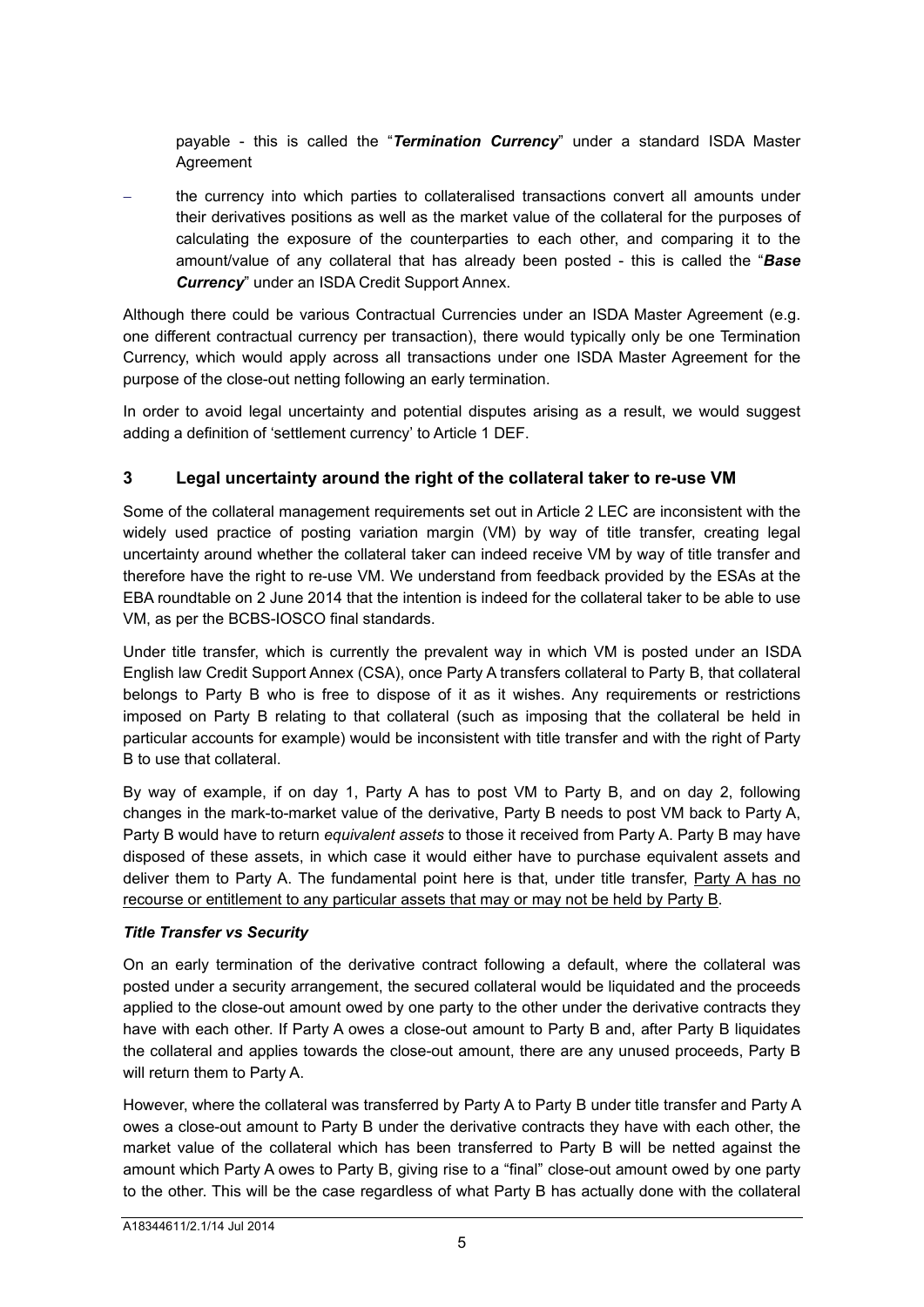payable - this is called the "***Termination Currency***" under a standard ISDA Master Agreement

- the currency into which parties to collateralised transactions convert all amounts under their derivatives positions as well as the market value of the collateral for the purposes of calculating the exposure of the counterparties to each other, and comparing it to the amount/value of any collateral that has already been posted - this is called the "***Base Currency***" under an ISDA Credit Support Annex.

Although there could be various Contractual Currencies under an ISDA Master Agreement (e.g. one different contractual currency per transaction), there would typically only be one Termination Currency, which would apply across all transactions under one ISDA Master Agreement for the purpose of the close-out netting following an early termination.

In order to avoid legal uncertainty and potential disputes arising as a result, we would suggest adding a definition of 'settlement currency' to Article 1 DEF.

## 3 Legal uncertainty around the right of the collateral taker to re-use VM

Some of the collateral management requirements set out in Article 2 LEC are inconsistent with the widely used practice of posting variation margin (VM) by way of title transfer, creating legal uncertainty around whether the collateral taker can indeed receive VM by way of title transfer and therefore have the right to re-use VM. We understand from feedback provided by the ESAs at the EBA roundtable on 2 June 2014 that the intention is indeed for the collateral taker to be able to use VM, as per the BCBS-IOSCO final standards.

Under title transfer, which is currently the prevalent way in which VM is posted under an ISDA English law Credit Support Annex (CSA), once Party A transfers collateral to Party B, that collateral belongs to Party B who is free to dispose of it as it wishes. Any requirements or restrictions imposed on Party B relating to that collateral (such as imposing that the collateral be held in particular accounts for example) would be inconsistent with title transfer and with the right of Party B to use that collateral.

By way of example, if on day 1, Party A has to post VM to Party B, and on day 2, following changes in the mark-to-market value of the derivative, Party B needs to post VM back to Party A, Party B would have to return *equivalent assets* to those it received from Party A. Party B may have disposed of these assets, in which case it would either have to purchase equivalent assets and deliver them to Party A. The fundamental point here is that, under title transfer, <u>Party A has no recourse or entitlement to any particular assets that may or may not be held by Party B</u>.

### *Title Transfer vs Security*

On an early termination of the derivative contract following a default, where the collateral was posted under a security arrangement, the secured collateral would be liquidated and the proceeds applied to the close-out amount owed by one party to the other under the derivative contracts they have with each other. If Party A owes a close-out amount to Party B and, after Party B liquidates the collateral and applies towards the close-out amount, there are any unused proceeds, Party B will return them to Party A.

However, where the collateral was transferred by Party A to Party B under title transfer and Party A owes a close-out amount to Party B under the derivative contracts they have with each other, the market value of the collateral which has been transferred to Party B will be netted against the amount which Party A owes to Party B, giving rise to a "final" close-out amount owed by one party to the other. This will be the case regardless of what Party B has actually done with the collateral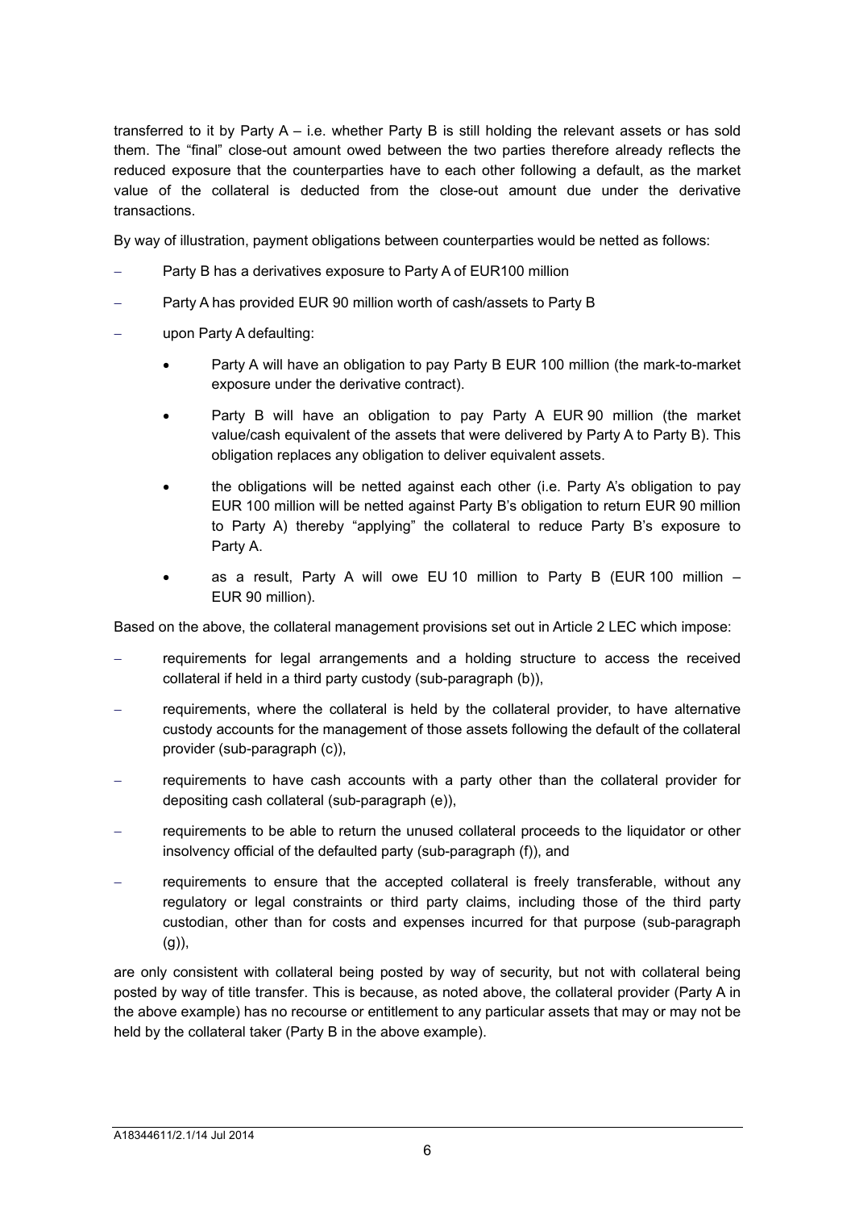transferred to it by Party A – i.e. whether Party B is still holding the relevant assets or has sold them. The "final" close-out amount owed between the two parties therefore already reflects the reduced exposure that the counterparties have to each other following a default, as the market value of the collateral is deducted from the close-out amount due under the derivative transactions.

By way of illustration, payment obligations between counterparties would be netted as follows:

- Party B has a derivatives exposure to Party A of EUR100 million
- Party A has provided EUR 90 million worth of cash/assets to Party B
- upon Party A defaulting:
  - Party A will have an obligation to pay Party B EUR 100 million (the mark-to-market exposure under the derivative contract).
  - Party B will have an obligation to pay Party A EUR 90 million (the market value/cash equivalent of the assets that were delivered by Party A to Party B). This obligation replaces any obligation to deliver equivalent assets.
  - the obligations will be netted against each other (i.e. Party A's obligation to pay EUR 100 million will be netted against Party B's obligation to return EUR 90 million to Party A) thereby "applying" the collateral to reduce Party B's exposure to Party A.
  - as a result, Party A will owe EU 10 million to Party B (EUR 100 million – EUR 90 million).

Based on the above, the collateral management provisions set out in Article 2 LEC which impose:

- requirements for legal arrangements and a holding structure to access the received collateral if held in a third party custody (sub-paragraph (b)),
- requirements, where the collateral is held by the collateral provider, to have alternative custody accounts for the management of those assets following the default of the collateral provider (sub-paragraph (c)),
- requirements to have cash accounts with a party other than the collateral provider for depositing cash collateral (sub-paragraph (e)),
- requirements to be able to return the unused collateral proceeds to the liquidator or other insolvency official of the defaulted party (sub-paragraph (f)), and
- requirements to ensure that the accepted collateral is freely transferable, without any regulatory or legal constraints or third party claims, including those of the third party custodian, other than for costs and expenses incurred for that purpose (sub-paragraph (g)),

are only consistent with collateral being posted by way of security, but not with collateral being posted by way of title transfer. This is because, as noted above, the collateral provider (Party A in the above example) has no recourse or entitlement to any particular assets that may or may not be held by the collateral taker (Party B in the above example).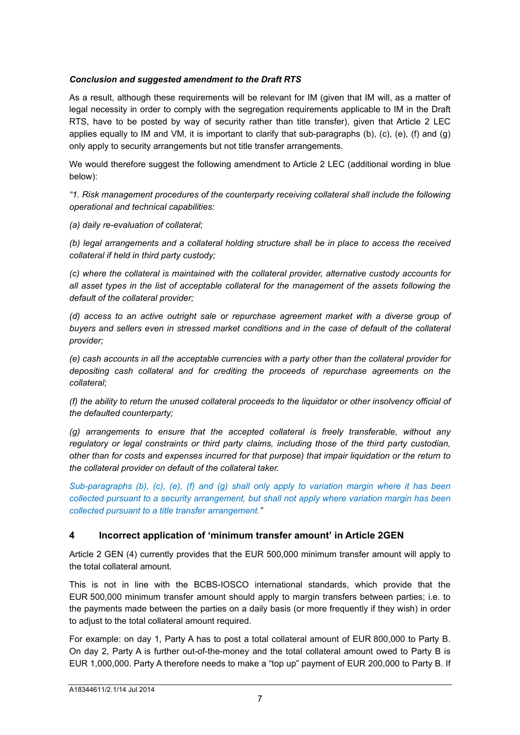***Conclusion and suggested amendment to the Draft RTS***

As a result, although these requirements will be relevant for IM (given that IM will, as a matter of legal necessity in order to comply with the segregation requirements applicable to IM in the Draft RTS, have to be posted by way of security rather than title transfer), given that Article 2 LEC applies equally to IM and VM, it is important to clarify that sub-paragraphs (b), (c), (e), (f) and (g) only apply to security arrangements but not title transfer arrangements.

We would therefore suggest the following amendment to Article 2 LEC (additional wording in blue below):

*"1. Risk management procedures of the counterparty receiving collateral shall include the following operational and technical capabilities:*

*(a) daily re-evaluation of collateral;*

*(b) legal arrangements and a collateral holding structure shall be in place to access the received collateral if held in third party custody;*

*(c) where the collateral is maintained with the collateral provider, alternative custody accounts for all asset types in the list of acceptable collateral for the management of the assets following the default of the collateral provider;*

*(d) access to an active outright sale or repurchase agreement market with a diverse group of buyers and sellers even in stressed market conditions and in the case of default of the collateral provider;*

*(e) cash accounts in all the acceptable currencies with a party other than the collateral provider for depositing cash collateral and for crediting the proceeds of repurchase agreements on the collateral;*

*(f) the ability to return the unused collateral proceeds to the liquidator or other insolvency official of the defaulted counterparty;*

*(g) arrangements to ensure that the accepted collateral is freely transferable, without any regulatory or legal constraints or third party claims, including those of the third party custodian, other than for costs and expenses incurred for that purpose) that impair liquidation or the return to the collateral provider on default of the collateral taker.*

*Sub-paragraphs (b), (c), (e), (f) and (g) shall only apply to variation margin where it has been collected pursuant to a security arrangement, but shall not apply where variation margin has been collected pursuant to a title transfer arrangement."*

## 4 Incorrect application of 'minimum transfer amount' in Article 2GEN

Article 2 GEN (4) currently provides that the EUR 500,000 minimum transfer amount will apply to the total collateral amount.

This is not in line with the BCBS-IOSCO international standards, which provide that the EUR 500,000 minimum transfer amount should apply to margin transfers between parties; i.e. to the payments made between the parties on a daily basis (or more frequently if they wish) in order to adjust to the total collateral amount required.

For example: on day 1, Party A has to post a total collateral amount of EUR 800,000 to Party B. On day 2, Party A is further out-of-the-money and the total collateral amount owed to Party B is EUR 1,000,000. Party A therefore needs to make a "top up" payment of EUR 200,000 to Party B. If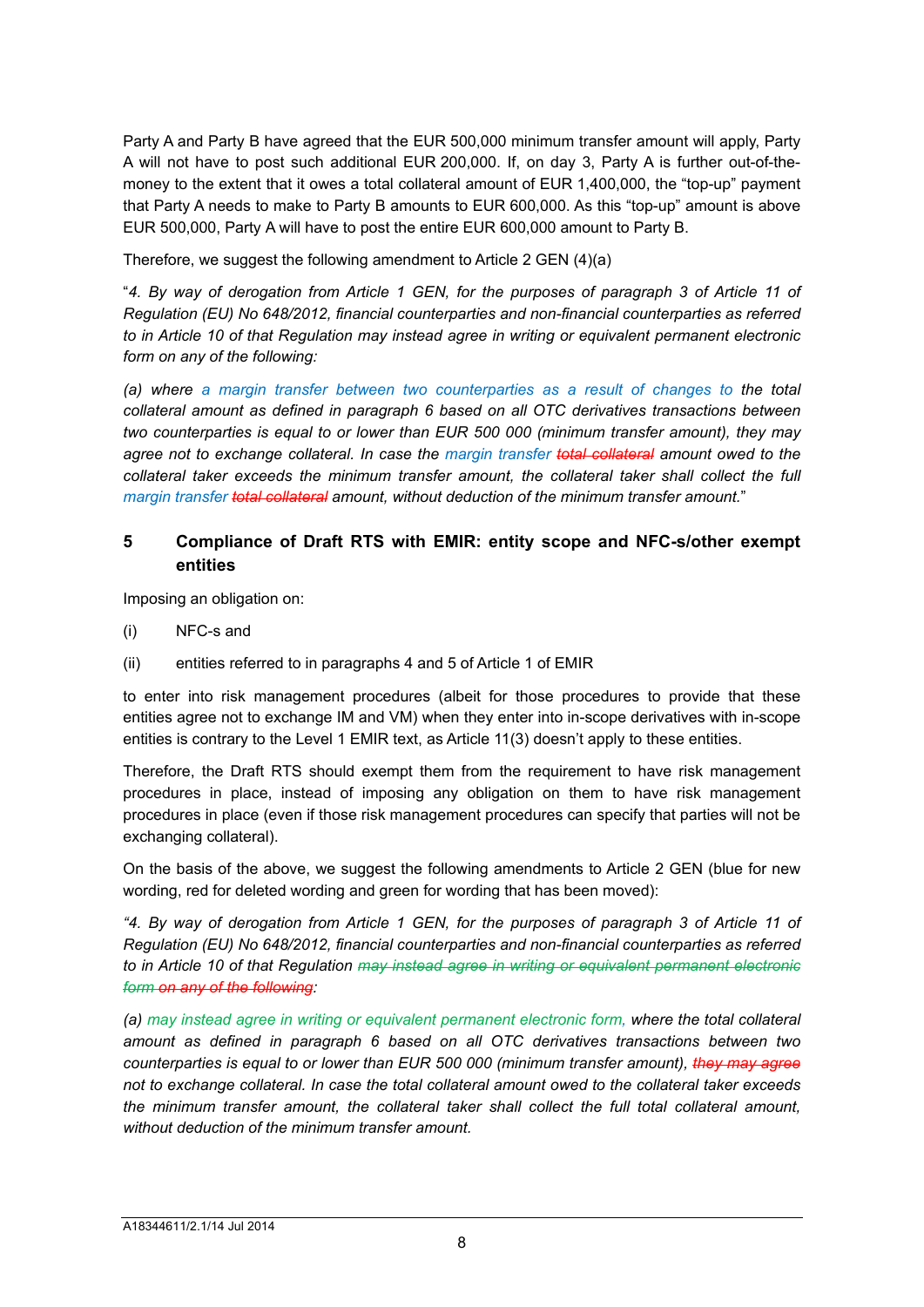Party A and Party B have agreed that the EUR 500,000 minimum transfer amount will apply, Party A will not have to post such additional EUR 200,000. If, on day 3, Party A is further out-of-the-money to the extent that it owes a total collateral amount of EUR 1,400,000, the "top-up" payment that Party A needs to make to Party B amounts to EUR 600,000. As this "top-up" amount is above EUR 500,000, Party A will have to post the entire EUR 600,000 amount to Party B.

Therefore, we suggest the following amendment to Article 2 GEN (4)(a)

"*4. By way of derogation from Article 1 GEN, for the purposes of paragraph 3 of Article 11 of Regulation (EU) No 648/2012, financial counterparties and non-financial counterparties as referred to in Article 10 of that Regulation may instead agree in writing or equivalent permanent electronic form on any of the following:*

*(a) where a margin transfer between two counterparties as a result of changes to the total collateral amount as defined in paragraph 6 based on all OTC derivatives transactions between two counterparties is equal to or lower than EUR 500 000 (minimum transfer amount), they may agree not to exchange collateral. In case the margin transfer ~~total collateral~~ amount owed to the collateral taker exceeds the minimum transfer amount, the collateral taker shall collect the full margin transfer ~~total collateral~~ amount, without deduction of the minimum transfer amount.*"

## 5 Compliance of Draft RTS with EMIR: entity scope and NFC-s/other exempt entities

Imposing an obligation on:

(i) NFC-s and

(ii) entities referred to in paragraphs 4 and 5 of Article 1 of EMIR

to enter into risk management procedures (albeit for those procedures to provide that these entities agree not to exchange IM and VM) when they enter into in-scope derivatives with in-scope entities is contrary to the Level 1 EMIR text, as Article 11(3) doesn't apply to these entities.

Therefore, the Draft RTS should exempt them from the requirement to have risk management procedures in place, instead of imposing any obligation on them to have risk management procedures in place (even if those risk management procedures can specify that parties will not be exchanging collateral).

On the basis of the above, we suggest the following amendments to Article 2 GEN (blue for new wording, red for deleted wording and green for wording that has been moved):

*"4. By way of derogation from Article 1 GEN, for the purposes of paragraph 3 of Article 11 of Regulation (EU) No 648/2012, financial counterparties and non-financial counterparties as referred to in Article 10 of that Regulation ~~may instead agree in writing or equivalent permanent electronic form on any of the following~~:*

*(a) may instead agree in writing or equivalent permanent electronic form, where the total collateral amount as defined in paragraph 6 based on all OTC derivatives transactions between two counterparties is equal to or lower than EUR 500 000 (minimum transfer amount), ~~they may agree~~ not to exchange collateral. In case the total collateral amount owed to the collateral taker exceeds the minimum transfer amount, the collateral taker shall collect the full total collateral amount, without deduction of the minimum transfer amount.*

A18344611/2.1/14 Jul 2014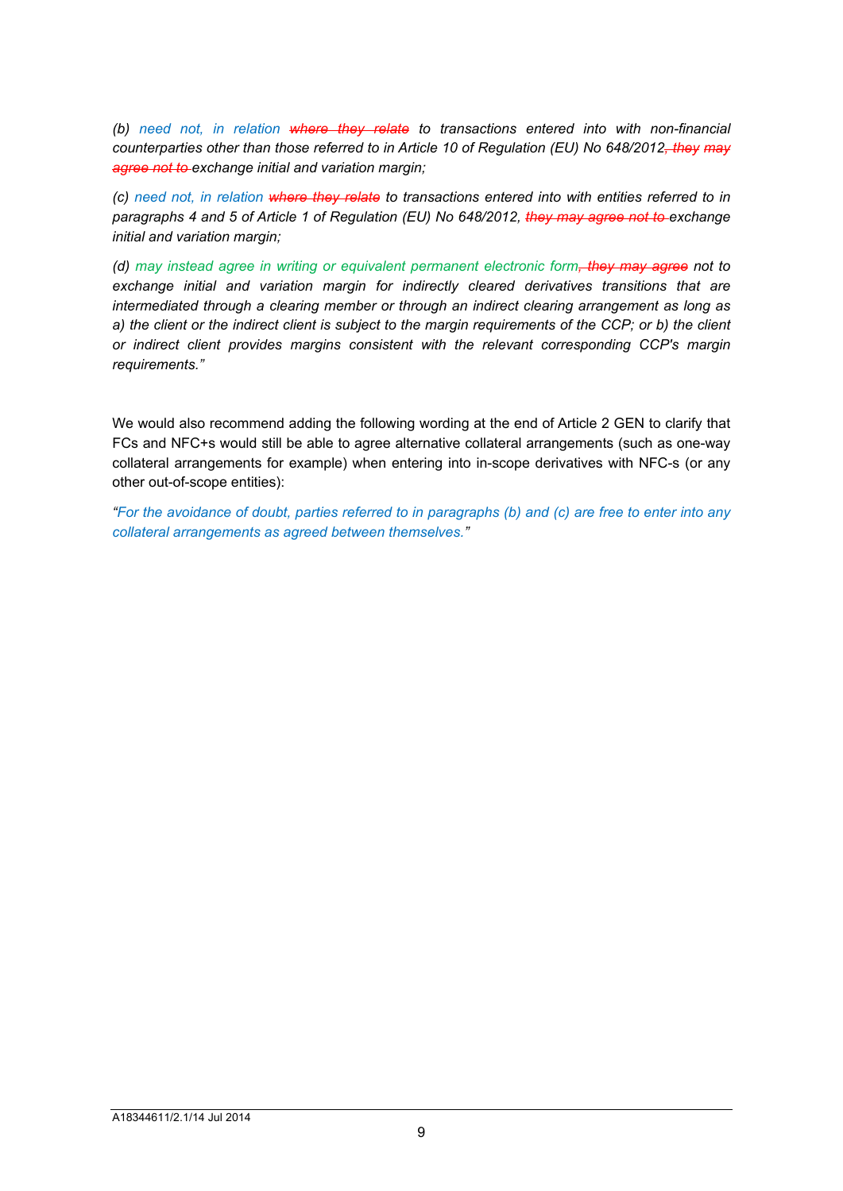*(b) need not, in relation ~~where they relate~~ to transactions entered into with non-financial counterparties other than those referred to in Article 10 of Regulation (EU) No 648/2012~~, they may agree not to~~ exchange initial and variation margin;*

*(c) need not, in relation ~~where they relate~~ to transactions entered into with entities referred to in paragraphs 4 and 5 of Article 1 of Regulation (EU) No 648/2012, ~~they may agree not to~~ exchange initial and variation margin;*

*(d) may instead agree in writing or equivalent permanent electronic form~~, they may agree~~ not to exchange initial and variation margin for indirectly cleared derivatives transitions that are intermediated through a clearing member or through an indirect clearing arrangement as long as a) the client or the indirect client is subject to the margin requirements of the CCP; or b) the client or indirect client provides margins consistent with the relevant corresponding CCP's margin requirements."*

We would also recommend adding the following wording at the end of Article 2 GEN to clarify that FCs and NFC+s would still be able to agree alternative collateral arrangements (such as one-way collateral arrangements for example) when entering into in-scope derivatives with NFC-s (or any other out-of-scope entities):

*"For the avoidance of doubt, parties referred to in paragraphs (b) and (c) are free to enter into any collateral arrangements as agreed between themselves."*